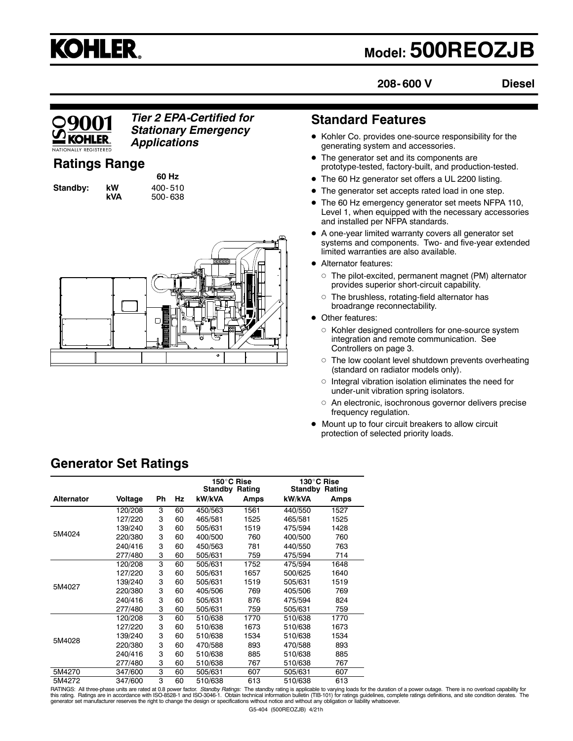# KOHLER.

# Model: 500REOZJB

**208-600 V** **Diesel**

ISO 9001 KOHLER. NATIONALLY REGISTERED

***Tier 2 EPA-Certified for Stationary Emergency Applications***

## Ratings Range

| | | 60 Hz |
|---|---|---|
| **Standby:** | **kW** | 400-510 |
| | **kVA** | 500-638 |

## Standard Features

- Kohler Co. provides one-source responsibility for the generating system and accessories.
- The generator set and its components are prototype-tested, factory-built, and production-tested.
- The 60 Hz generator set offers a UL 2200 listing.
- The generator set accepts rated load in one step.
- The 60 Hz emergency generator set meets NFPA 110, Level 1, when equipped with the necessary accessories and installed per NFPA standards.
- A one-year limited warranty covers all generator set systems and components. Two- and five-year extended limited warranties are also available.
- Alternator features:
  - The pilot-excited, permanent magnet (PM) alternator provides superior short-circuit capability.
  - The brushless, rotating-field alternator has broadrange reconnectability.
- Other features:
  - Kohler designed controllers for one-source system integration and remote communication. See Controllers on page 3.
  - The low coolant level shutdown prevents overheating (standard on radiator models only).
  - Integral vibration isolation eliminates the need for under-unit vibration spring isolators.
  - An electronic, isochronous governor delivers precise frequency regulation.
- Mount up to four circuit breakers to allow circuit protection of selected priority loads.

## Generator Set Ratings

| | | | | 150°C Rise Standby Rating | | 130°C Rise Standby Rating | |
|---|---|---|---|---|---|---|---|
| **Alternator** | **Voltage** | **Ph** | **Hz** | **kW/kVA** | **Amps** | **kW/kVA** | **Amps** |
| 5M4024 | 120/208 | 3 | 60 | 450/563 | 1561 | 440/550 | 1527 |
| | 127/220 | 3 | 60 | 465/581 | 1525 | 465/581 | 1525 |
| | 139/240 | 3 | 60 | 505/631 | 1519 | 475/594 | 1428 |
| | 220/380 | 3 | 60 | 400/500 | 760 | 400/500 | 760 |
| | 240/416 | 3 | 60 | 450/563 | 781 | 440/550 | 763 |
| | 277/480 | 3 | 60 | 505/631 | 759 | 475/594 | 714 |
| 5M4027 | 120/208 | 3 | 60 | 505/631 | 1752 | 475/594 | 1648 |
| | 127/220 | 3 | 60 | 505/631 | 1657 | 500/625 | 1640 |
| | 139/240 | 3 | 60 | 505/631 | 1519 | 505/631 | 1519 |
| | 220/380 | 3 | 60 | 405/506 | 769 | 405/506 | 769 |
| | 240/416 | 3 | 60 | 505/631 | 876 | 475/594 | 824 |
| | 277/480 | 3 | 60 | 505/631 | 759 | 505/631 | 759 |
| 5M4028 | 120/208 | 3 | 60 | 510/638 | 1770 | 510/638 | 1770 |
| | 127/220 | 3 | 60 | 510/638 | 1673 | 510/638 | 1673 |
| | 139/240 | 3 | 60 | 510/638 | 1534 | 510/638 | 1534 |
| | 220/380 | 3 | 60 | 470/588 | 893 | 470/588 | 893 |
| | 240/416 | 3 | 60 | 510/638 | 885 | 510/638 | 885 |
| | 277/480 | 3 | 60 | 510/638 | 767 | 510/638 | 767 |
| 5M4270 | 347/600 | 3 | 60 | 505/631 | 607 | 505/631 | 607 |
| 5M4272 | 347/600 | 3 | 60 | 510/638 | 613 | 510/638 | 613 |

RATINGS: All three-phase units are rated at 0.8 power factor. *Standby Ratings:* The standby rating is applicable to varying loads for the duration of a power outage. There is no overload capability for this rating. Ratings are in accordance with ISO-8528-1 and ISO-3046-1. Obtain technical information bulletin (TIB-101) for ratings guidelines, complete ratings definitions, and site condition derates. The generator set manufacturer reserves the right to change the design or specifications without notice and without any obligation or liability whatsoever.

G5-404 (500REOZJB) 4/21h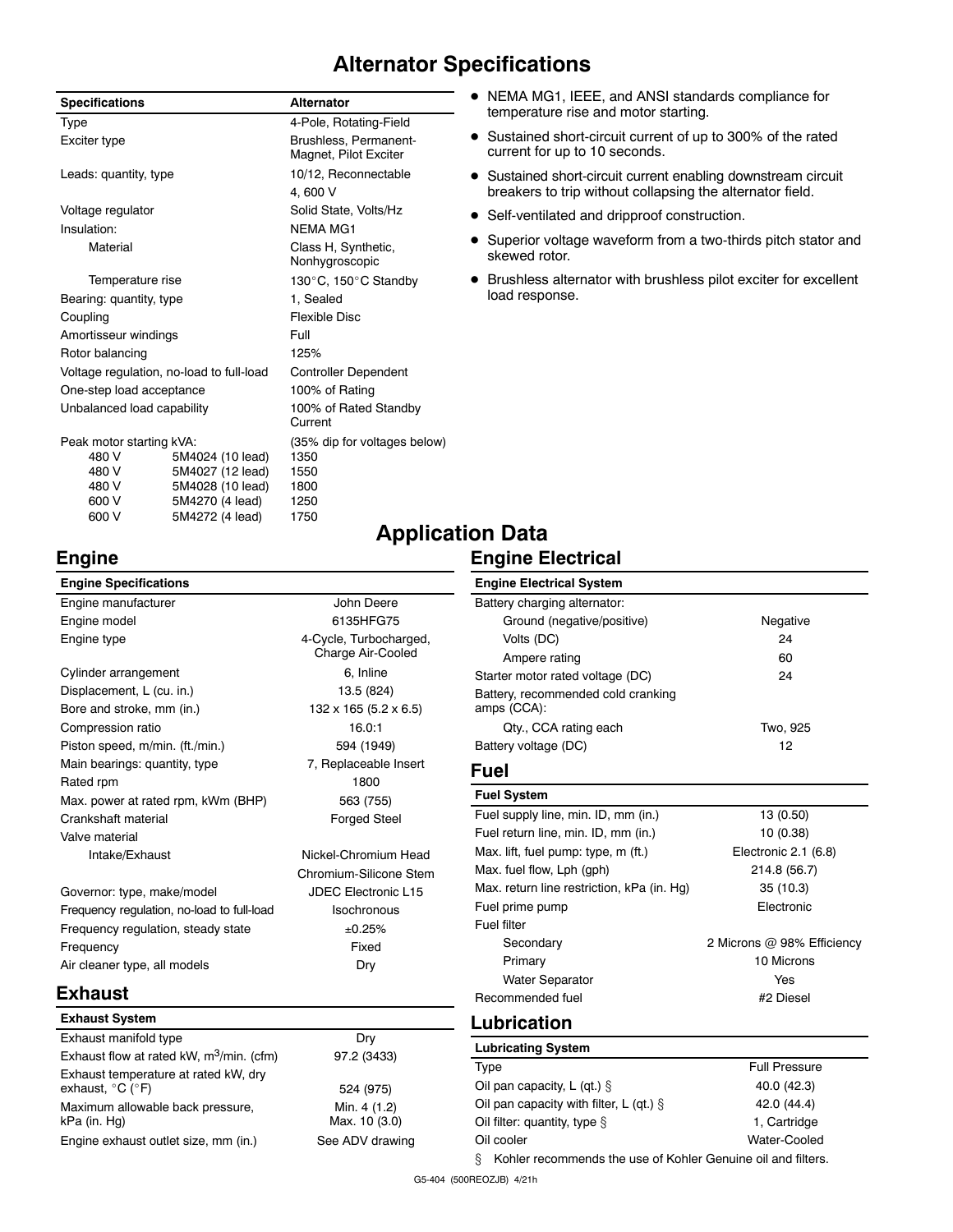# Alternator Specifications

| Specifications | | Alternator |
|---|---|---|
| Type | | 4-Pole, Rotating-Field |
| Exciter type | | Brushless, Permanent-Magnet, Pilot Exciter |
| Leads: quantity, type | | 10/12, Reconnectable |
| | | 4, 600 V |
| Voltage regulator | | Solid State, Volts/Hz |
| Insulation: | | NEMA MG1 |
| Material | | Class H, Synthetic, Nonhygroscopic |
| Temperature rise | | 130°C, 150°C Standby |
| Bearing: quantity, type | | 1, Sealed |
| Coupling | | Flexible Disc |
| Amortisseur windings | | Full |
| Rotor balancing | | 125% |
| Voltage regulation, no-load to full-load | | Controller Dependent |
| One-step load acceptance | | 100% of Rating |
| Unbalanced load capability | | 100% of Rated Standby Current |
| Peak motor starting kVA: | | (35% dip for voltages below) |
| 480 V | 5M4024 (10 lead) | 1350 |
| 480 V | 5M4027 (12 lead) | 1550 |
| 480 V | 5M4028 (10 lead) | 1800 |
| 600 V | 5M4270 (4 lead) | 1250 |
| 600 V | 5M4272 (4 lead) | 1750 |

- NEMA MG1, IEEE, and ANSI standards compliance for temperature rise and motor starting.
- Sustained short-circuit current of up to 300% of the rated current for up to 10 seconds.
- Sustained short-circuit current enabling downstream circuit breakers to trip without collapsing the alternator field.
- Self-ventilated and dripproof construction.
- Superior voltage waveform from a two-thirds pitch stator and skewed rotor.
- Brushless alternator with brushless pilot exciter for excellent load response.

# Application Data

## Engine

| Engine Specifications | |
|---|---|
| Engine manufacturer | John Deere |
| Engine model | 6135HFG75 |
| Engine type | 4-Cycle, Turbocharged, Charge Air-Cooled |
| Cylinder arrangement | 6, Inline |
| Displacement, L (cu. in.) | 13.5 (824) |
| Bore and stroke, mm (in.) | 132 x 165 (5.2 x 6.5) |
| Compression ratio | 16.0:1 |
| Piston speed, m/min. (ft./min.) | 594 (1949) |
| Main bearings: quantity, type | 7, Replaceable Insert |
| Rated rpm | 1800 |
| Max. power at rated rpm, kWm (BHP) | 563 (755) |
| Crankshaft material | Forged Steel |
| Valve material | |
| Intake/Exhaust | Nickel-Chromium Head |
| | Chromium-Silicone Stem |
| Governor: type, make/model | JDEC Electronic L15 |
| Frequency regulation, no-load to full-load | Isochronous |
| Frequency regulation, steady state | ±0.25% |
| Frequency | Fixed |
| Air cleaner type, all models | Dry |

## Exhaust

| Exhaust System | |
|---|---|
| Exhaust manifold type | Dry |
| Exhaust flow at rated kW, $m^3$/min. (cfm) | 97.2 (3433) |
| Exhaust temperature at rated kW, dry exhaust, °C (°F) | 524 (975) |
| Maximum allowable back pressure, kPa (in. Hg) | Min. 4 (1.2) Max. 10 (3.0) |
| Engine exhaust outlet size, mm (in.) | See ADV drawing |

## Engine Electrical

| Engine Electrical System | |
|---|---|
| Battery charging alternator: | |
| Ground (negative/positive) | Negative |
| Volts (DC) | 24 |
| Ampere rating | 60 |
| Starter motor rated voltage (DC) | 24 |
| Battery, recommended cold cranking amps (CCA): | |
| Qty., CCA rating each | Two, 925 |
| Battery voltage (DC) | 12 |

## Fuel

| Fuel System | |
|---|---|
| Fuel supply line, min. ID, mm (in.) | 13 (0.50) |
| Fuel return line, min. ID, mm (in.) | 10 (0.38) |
| Max. lift, fuel pump: type, m (ft.) | Electronic 2.1 (6.8) |
| Max. fuel flow, Lph (gph) | 214.8 (56.7) |
| Max. return line restriction, kPa (in. Hg) | 35 (10.3) |
| Fuel prime pump | Electronic |
| Fuel filter | |
| Secondary | 2 Microns @ 98% Efficiency |
| Primary | 10 Microns |
| Water Separator | Yes |
| Recommended fuel | #2 Diesel |

## Lubrication

| Lubricating System | |
|---|---|
| Type | Full Pressure |
| Oil pan capacity, L (qt.) § | 40.0 (42.3) |
| Oil pan capacity with filter, L (qt.) § | 42.0 (44.4) |
| Oil filter: quantity, type § | 1, Cartridge |
| Oil cooler | Water-Cooled |

§ Kohler recommends the use of Kohler Genuine oil and filters.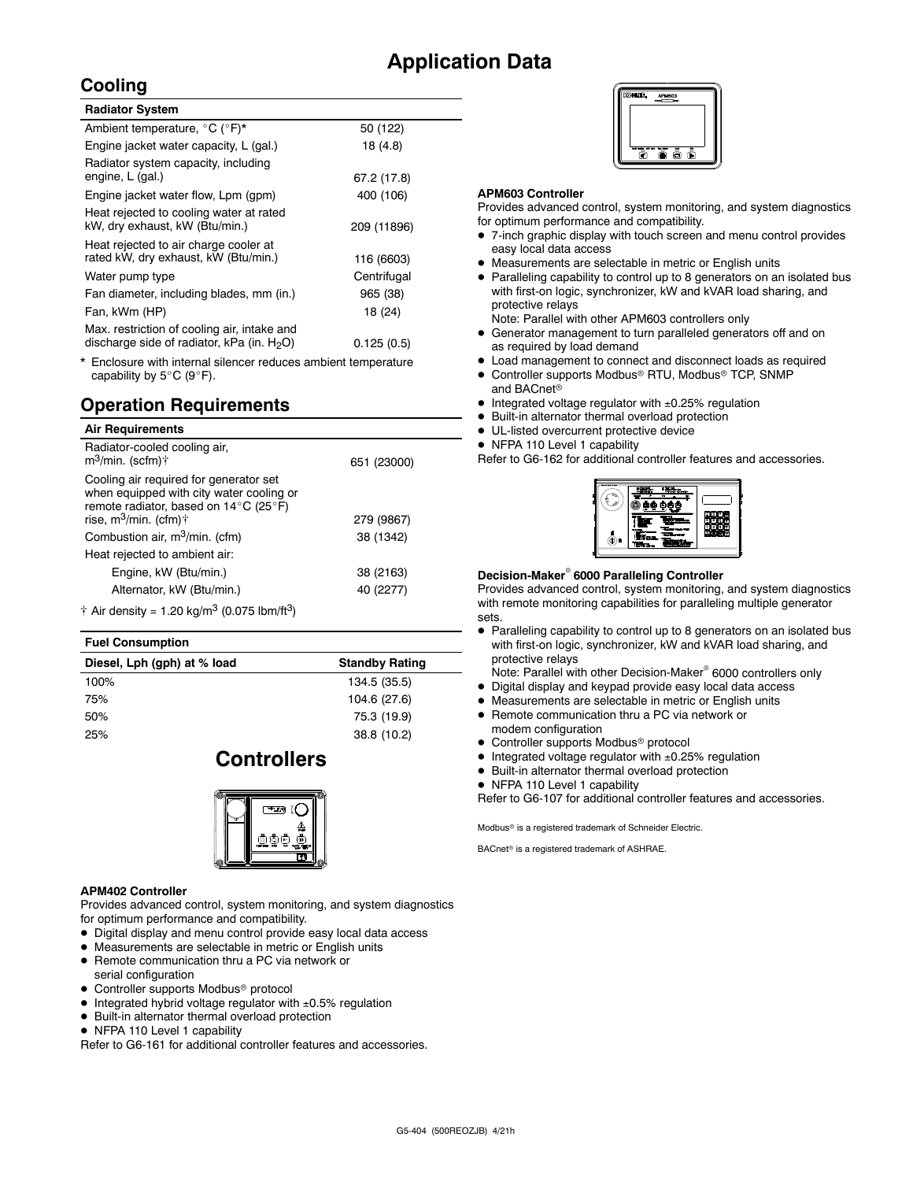# Application Data

## Cooling

| Radiator System | |
|---|---|
| Ambient temperature, °C (°F)* | 50 (122) |
| Engine jacket water capacity, L (gal.) | 18 (4.8) |
| Radiator system capacity, including engine, L (gal.) | 67.2 (17.8) |
| Engine jacket water flow, Lpm (gpm) | 400 (106) |
| Heat rejected to cooling water at rated kW, dry exhaust, kW (Btu/min.) | 209 (11896) |
| Heat rejected to air charge cooler at rated kW, dry exhaust, kW (Btu/min.) | 116 (6603) |
| Water pump type | Centrifugal |
| Fan diameter, including blades, mm (in.) | 965 (38) |
| Fan, kWm (HP) | 18 (24) |
| Max. restriction of cooling air, intake and discharge side of radiator, kPa (in. $H_2O$) | 0.125 (0.5) |

\* Enclosure with internal silencer reduces ambient temperature capability by 5°C (9°F).

## Operation Requirements

| Air Requirements | |
|---|---|
| Radiator-cooled cooling air, $m^3$/min. (scfm)† | 651 (23000) |
| Cooling air required for generator set when equipped with city water cooling or remote radiator, based on 14°C (25°F) rise, $m^3$/min. (cfm)† | 279 (9867) |
| Combustion air, $m^3$/min. (cfm) | 38 (1342) |
| Heat rejected to ambient air: | |
| Engine, kW (Btu/min.) | 38 (2163) |
| Alternator, kW (Btu/min.) | 40 (2277) |

† Air density = 1.20 kg/$m^3$ (0.075 lbm/$ft^3$)

| Fuel Consumption | |
|---|---|
| Diesel, Lph (gph) at % load | Standby Rating |
| 100% | 134.5 (35.5) |
| 75% | 104.6 (27.6) |
| 50% | 75.3 (19.9) |
| 25% | 38.8 (10.2) |

# Controllers

**APM402 Controller**

Provides advanced control, system monitoring, and system diagnostics for optimum performance and compatibility.

- Digital display and menu control provide easy local data access
- Measurements are selectable in metric or English units
- Remote communication thru a PC via network or serial configuration
- Controller supports Modbus® protocol
- Integrated hybrid voltage regulator with ±0.5% regulation
- Built-in alternator thermal overload protection
- NFPA 110 Level 1 capability

Refer to G6-161 for additional controller features and accessories.

**APM603 Controller**

Provides advanced control, system monitoring, and system diagnostics for optimum performance and compatibility.

- 7-inch graphic display with touch screen and menu control provides easy local data access
- Measurements are selectable in metric or English units
- Paralleling capability to control up to 8 generators on an isolated bus with first-on logic, synchronizer, kW and kVAR load sharing, and protective relays
  Note: Parallel with other APM603 controllers only
- Generator management to turn paralleled generators off and on as required by load demand
- Load management to connect and disconnect loads as required
- Controller supports Modbus® RTU, Modbus® TCP, SNMP and BACnet®
- Integrated voltage regulator with ±0.25% regulation
- Built-in alternator thermal overload protection
- UL-listed overcurrent protective device
- NFPA 110 Level 1 capability

Refer to G6-162 for additional controller features and accessories.

**Decision-Maker® 6000 Paralleling Controller**

Provides advanced control, system monitoring, and system diagnostics with remote monitoring capabilities for paralleling multiple generator sets.

- Paralleling capability to control up to 8 generators on an isolated bus with first-on logic, synchronizer, kW and kVAR load sharing, and protective relays
  Note: Parallel with other Decision-Maker® 6000 controllers only
- Digital display and keypad provide easy local data access
- Measurements are selectable in metric or English units
- Remote communication thru a PC via network or modem configuration
- Controller supports Modbus® protocol
- Integrated voltage regulator with ±0.25% regulation
- Built-in alternator thermal overload protection
- NFPA 110 Level 1 capability

Refer to G6-107 for additional controller features and accessories.

Modbus® is a registered trademark of Schneider Electric.

BACnet® is a registered trademark of ASHRAE.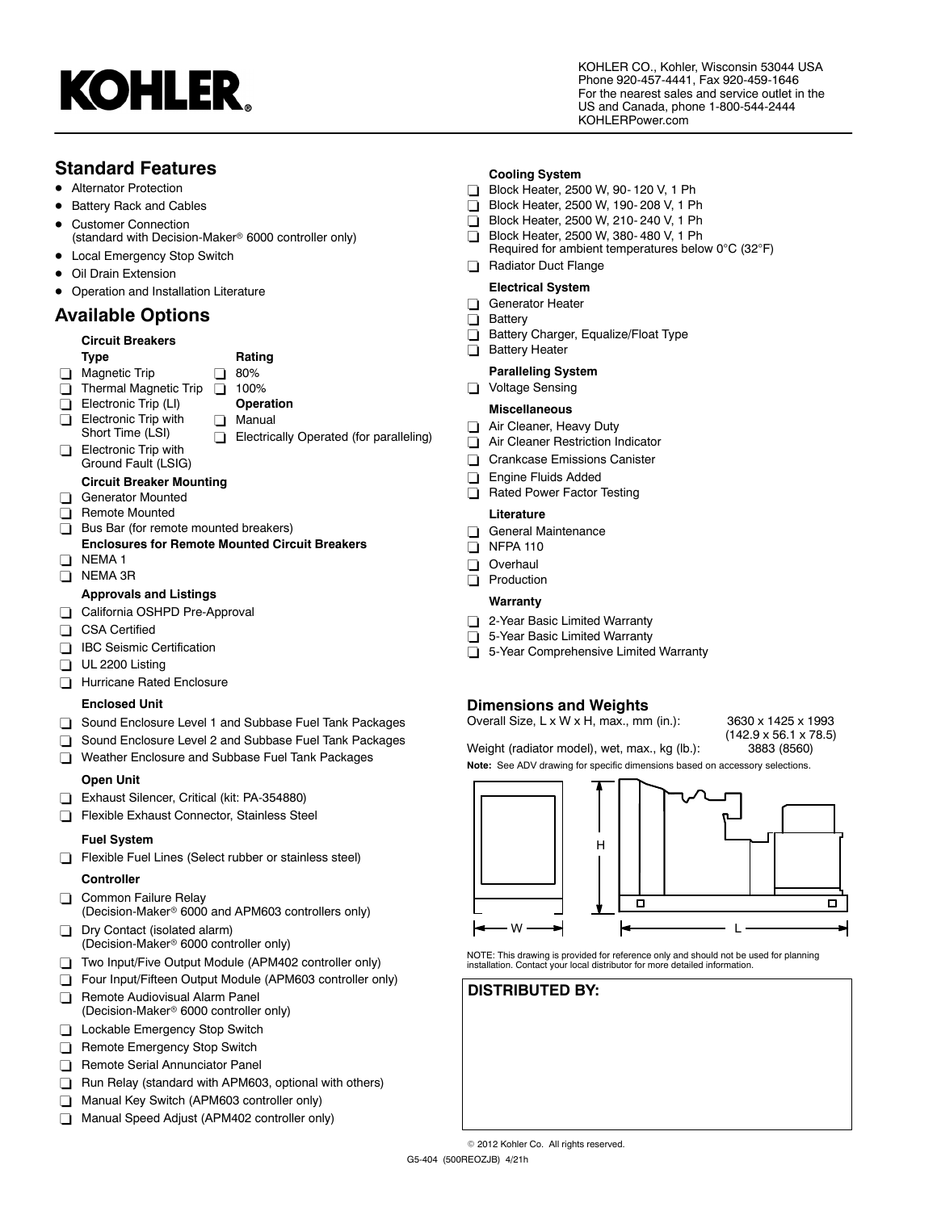KOHLER CO., Kohler, Wisconsin 53044 USA
Phone 920-457-4441, Fax 920-459-1646
For the nearest sales and service outlet in the US and Canada, phone 1-800-544-2444
KOHLERPower.com

## Standard Features

- Alternator Protection
- Battery Rack and Cables
- Customer Connection (standard with Decision-Maker® 6000 controller only)
- Local Emergency Stop Switch
- Oil Drain Extension
- Operation and Installation Literature

## Available Options

### Circuit Breakers

**Type**
- ❑ Magnetic Trip
- ❑ Thermal Magnetic Trip
- ❑ Electronic Trip (LI)
- ❑ Electronic Trip with Short Time (LSI)
- ❑ Electronic Trip with Ground Fault (LSIG)

**Rating**
- ❑ 80%
- ❑ 100%

**Operation**
- ❑ Manual
- ❑ Electrically Operated (for paralleling)

### Circuit Breaker Mounting

- ❑ Generator Mounted
- ❑ Remote Mounted
- ❑ Bus Bar (for remote mounted breakers)

### Enclosures for Remote Mounted Circuit Breakers

- ❑ NEMA 1
- ❑ NEMA 3R

### Approvals and Listings

- ❑ California OSHPD Pre-Approval
- ❑ CSA Certified
- ❑ IBC Seismic Certification
- ❑ UL 2200 Listing
- ❑ Hurricane Rated Enclosure

### Enclosed Unit

- ❑ Sound Enclosure Level 1 and Subbase Fuel Tank Packages
- ❑ Sound Enclosure Level 2 and Subbase Fuel Tank Packages
- ❑ Weather Enclosure and Subbase Fuel Tank Packages

### Open Unit

- ❑ Exhaust Silencer, Critical (kit: PA-354880)
- ❑ Flexible Exhaust Connector, Stainless Steel

### Fuel System

- ❑ Flexible Fuel Lines (Select rubber or stainless steel)

### Controller

- ❑ Common Failure Relay (Decision-Maker® 6000 and APM603 controllers only)
- ❑ Dry Contact (isolated alarm) (Decision-Maker® 6000 controller only)
- ❑ Two Input/Five Output Module (APM402 controller only)
- ❑ Four Input/Fifteen Output Module (APM603 controller only)
- ❑ Remote Audiovisual Alarm Panel (Decision-Maker® 6000 controller only)
- ❑ Lockable Emergency Stop Switch
- ❑ Remote Emergency Stop Switch
- ❑ Remote Serial Annunciator Panel
- ❑ Run Relay (standard with APM603, optional with others)
- ❑ Manual Key Switch (APM603 controller only)
- ❑ Manual Speed Adjust (APM402 controller only)

### Cooling System

- ❑ Block Heater, 2500 W, 90- 120 V, 1 Ph
- ❑ Block Heater, 2500 W, 190- 208 V, 1 Ph
- ❑ Block Heater, 2500 W, 210- 240 V, 1 Ph
- ❑ Block Heater, 2500 W, 380- 480 V, 1 Ph
  Required for ambient temperatures below 0°C (32°F)
- ❑ Radiator Duct Flange

### Electrical System

- ❑ Generator Heater
- ❑ Battery
- ❑ Battery Charger, Equalize/Float Type
- ❑ Battery Heater

### Paralleling System

- ❑ Voltage Sensing

### Miscellaneous

- ❑ Air Cleaner, Heavy Duty
- ❑ Air Cleaner Restriction Indicator
- ❑ Crankcase Emissions Canister
- ❑ Engine Fluids Added
- ❑ Rated Power Factor Testing

### Literature

- ❑ General Maintenance
- ❑ NFPA 110
- ❑ Overhaul
- ❑ Production

### Warranty

- ❑ 2-Year Basic Limited Warranty
- ❑ 5-Year Basic Limited Warranty
- ❑ 5-Year Comprehensive Limited Warranty

## Dimensions and Weights

| | |
|---|---|
| Overall Size, L x W x H, max., mm (in.): | 3630 x 1425 x 1993 (142.9 x 56.1 x 78.5) |
| Weight (radiator model), wet, max., kg (lb.): | 3883 (8560) |

**Note:** See ADV drawing for specific dimensions based on accessory selections.

H

W

L

NOTE: This drawing is provided for reference only and should not be used for planning installation. Contact your local distributor for more detailed information.

**DISTRIBUTED BY:**

© 2012 Kohler Co. All rights reserved.

G5-404 (500REOZJB) 4/21h